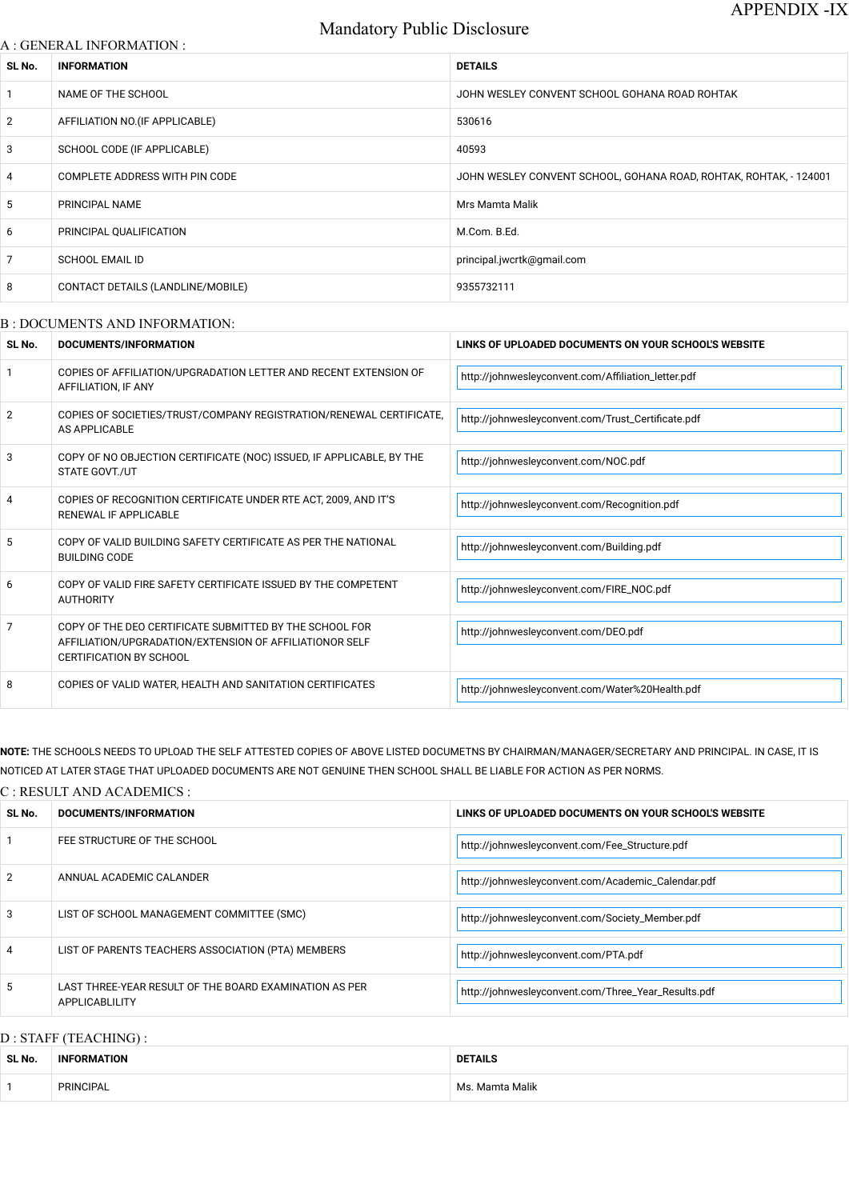APPENDIX -IX

# Mandatory Public Disclosure

## A : GENERAL INFORMATION :

| SL No. | INFORMATION | DETAILS |
|---|---|---|
| 1 | NAME OF THE SCHOOL | JOHN WESLEY CONVENT SCHOOL GOHANA ROAD ROHTAK |
| 2 | AFFILIATION NO.(IF APPLICABLE) | 530616 |
| 3 | SCHOOL CODE (IF APPLICABLE) | 40593 |
| 4 | COMPLETE ADDRESS WITH PIN CODE | JOHN WESLEY CONVENT SCHOOL, GOHANA ROAD, ROHTAK, ROHTAK, - 124001 |
| 5 | PRINCIPAL NAME | Mrs Mamta Malik |
| 6 | PRINCIPAL QUALIFICATION | M.Com. B.Ed. |
| 7 | SCHOOL EMAIL ID | principal.jwcrtk@gmail.com |
| 8 | CONTACT DETAILS (LANDLINE/MOBILE) | 9355732111 |

## B : DOCUMENTS AND INFORMATION:

| SL No. | DOCUMENTS/INFORMATION | LINKS OF UPLOADED DOCUMENTS ON YOUR SCHOOL'S WEBSITE |
|---|---|---|
| 1 | COPIES OF AFFILIATION/UPGRADATION LETTER AND RECENT EXTENSION OF AFFILIATION, IF ANY | http://johnwesleyconvent.com/Affiliation_letter.pdf |
| 2 | COPIES OF SOCIETIES/TRUST/COMPANY REGISTRATION/RENEWAL CERTIFICATE, AS APPLICABLE | http://johnwesleyconvent.com/Trust_Certificate.pdf |
| 3 | COPY OF NO OBJECTION CERTIFICATE (NOC) ISSUED, IF APPLICABLE, BY THE STATE GOVT./UT | http://johnwesleyconvent.com/NOC.pdf |
| 4 | COPIES OF RECOGNITION CERTIFICATE UNDER RTE ACT, 2009, AND IT'S RENEWAL IF APPLICABLE | http://johnwesleyconvent.com/Recognition.pdf |
| 5 | COPY OF VALID BUILDING SAFETY CERTIFICATE AS PER THE NATIONAL BUILDING CODE | http://johnwesleyconvent.com/Building.pdf |
| 6 | COPY OF VALID FIRE SAFETY CERTIFICATE ISSUED BY THE COMPETENT AUTHORITY | http://johnwesleyconvent.com/FIRE_NOC.pdf |
| 7 | COPY OF THE DEO CERTIFICATE SUBMITTED BY THE SCHOOL FOR AFFILIATION/UPGRADATION/EXTENSION OF AFFILIATIONOR SELF CERTIFICATION BY SCHOOL | http://johnwesleyconvent.com/DEO.pdf |
| 8 | COPIES OF VALID WATER, HEALTH AND SANITATION CERTIFICATES | http://johnwesleyconvent.com/Water%20Health.pdf |

**NOTE:** THE SCHOOLS NEEDS TO UPLOAD THE SELF ATTESTED COPIES OF ABOVE LISTED DOCUMETNS BY CHAIRMAN/MANAGER/SECRETARY AND PRINCIPAL. IN CASE, IT IS NOTICED AT LATER STAGE THAT UPLOADED DOCUMENTS ARE NOT GENUINE THEN SCHOOL SHALL BE LIABLE FOR ACTION AS PER NORMS.

## C : RESULT AND ACADEMICS :

| SL No. | DOCUMENTS/INFORMATION | LINKS OF UPLOADED DOCUMENTS ON YOUR SCHOOL'S WEBSITE |
|---|---|---|
| 1 | FEE STRUCTURE OF THE SCHOOL | http://johnwesleyconvent.com/Fee_Structure.pdf |
| 2 | ANNUAL ACADEMIC CALANDER | http://johnwesleyconvent.com/Academic_Calendar.pdf |
| 3 | LIST OF SCHOOL MANAGEMENT COMMITTEE (SMC) | http://johnwesleyconvent.com/Society_Member.pdf |
| 4 | LIST OF PARENTS TEACHERS ASSOCIATION (PTA) MEMBERS | http://johnwesleyconvent.com/PTA.pdf |
| 5 | LAST THREE-YEAR RESULT OF THE BOARD EXAMINATION AS PER APPLICABLILITY | http://johnwesleyconvent.com/Three_Year_Results.pdf |

## D : STAFF (TEACHING) :

| SL No. | INFORMATION | DETAILS |
|---|---|---|
| 1 | PRINCIPAL | Ms. Mamta Malik |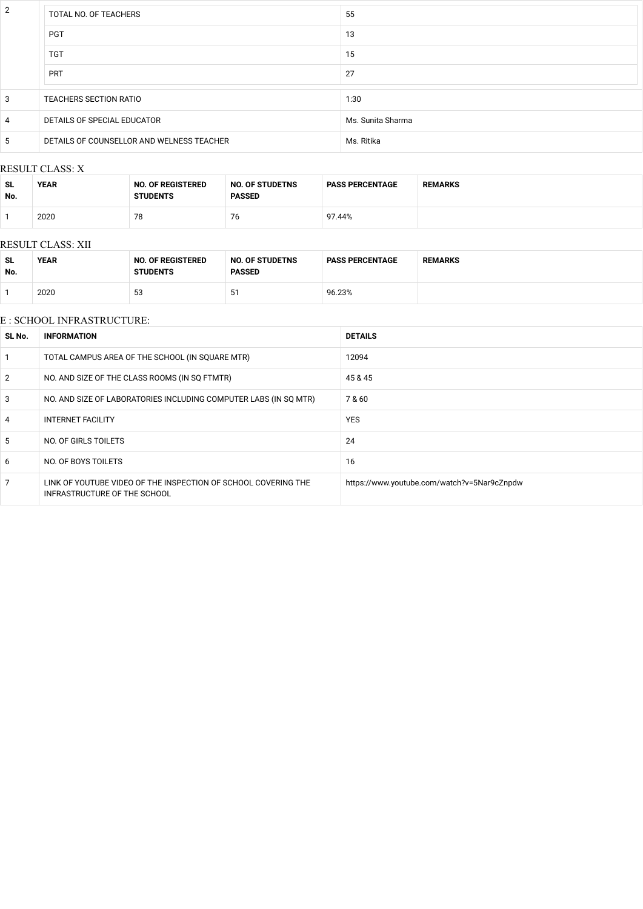| | | |
|---|---|---|
| 2 | TOTAL NO. OF TEACHERS | 55 |
| | PGT | 13 |
| | TGT | 15 |
| | PRT | 27 |
| 3 | TEACHERS SECTION RATIO | 1:30 |
| 4 | DETAILS OF SPECIAL EDUCATOR | Ms. Sunita Sharma |
| 5 | DETAILS OF COUNSELLOR AND WELNESS TEACHER | Ms. Ritika |

RESULT CLASS: X

| SL No. | YEAR | NO. OF REGISTERED STUDENTS | NO. OF STUDETNS PASSED | PASS PERCENTAGE | REMARKS |
|---|---|---|---|---|---|
| 1 | 2020 | 78 | 76 | 97.44% | |

RESULT CLASS: XII

| SL No. | YEAR | NO. OF REGISTERED STUDENTS | NO. OF STUDETNS PASSED | PASS PERCENTAGE | REMARKS |
|---|---|---|---|---|---|
| 1 | 2020 | 53 | 51 | 96.23% | |

E : SCHOOL INFRASTRUCTURE:

| SL No. | INFORMATION | DETAILS |
|---|---|---|
| 1 | TOTAL CAMPUS AREA OF THE SCHOOL (IN SQUARE MTR) | 12094 |
| 2 | NO. AND SIZE OF THE CLASS ROOMS (IN SQ FTMTR) | 45 & 45 |
| 3 | NO. AND SIZE OF LABORATORIES INCLUDING COMPUTER LABS (IN SQ MTR) | 7 & 60 |
| 4 | INTERNET FACILITY | YES |
| 5 | NO. OF GIRLS TOILETS | 24 |
| 6 | NO. OF BOYS TOILETS | 16 |
| 7 | LINK OF YOUTUBE VIDEO OF THE INSPECTION OF SCHOOL COVERING THE INFRASTRUCTURE OF THE SCHOOL | https://www.youtube.com/watch?v=5Nar9cZnpdw |